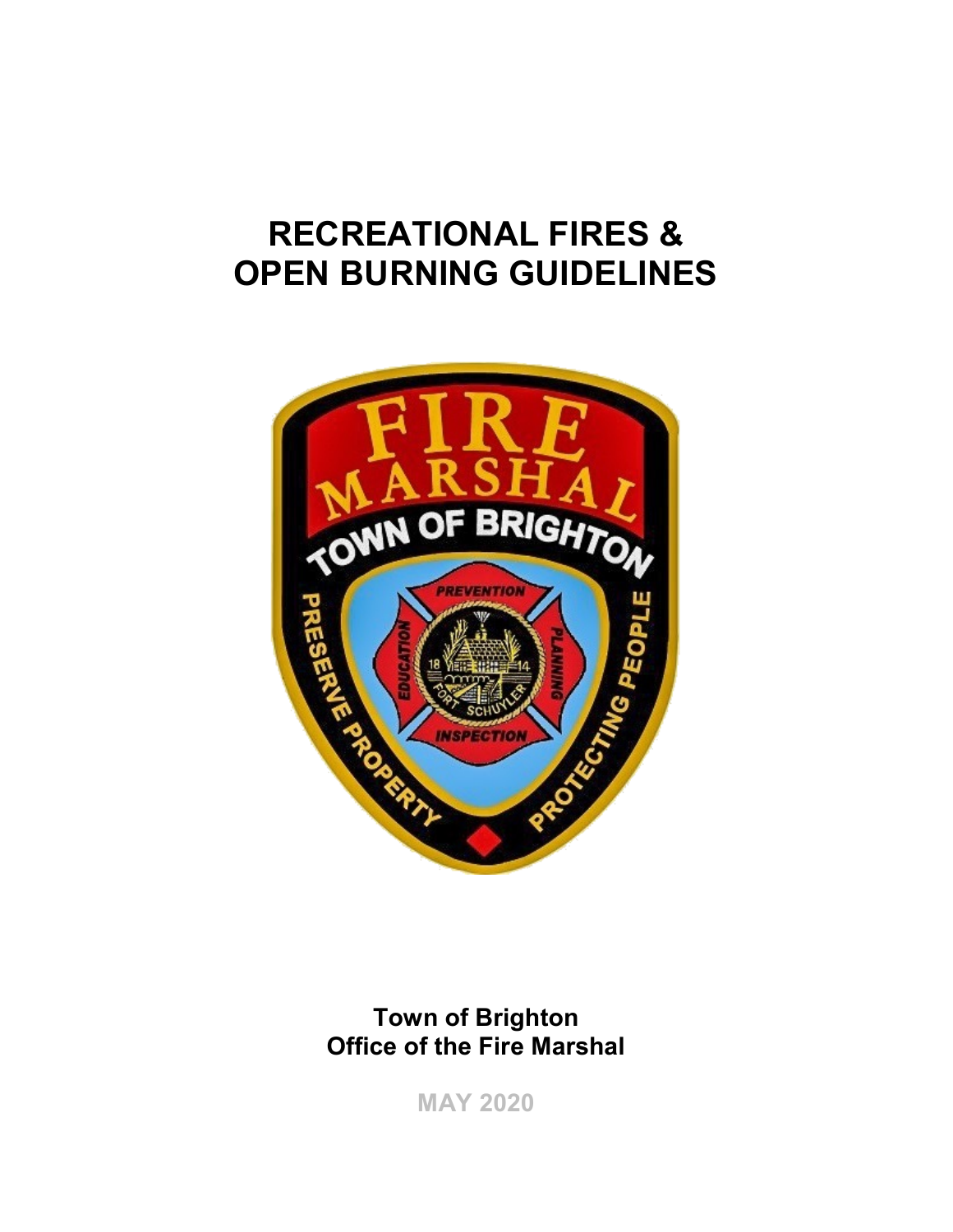# RECREATIONAL FIRES & OPEN BURNING GUIDELINES

**Town of Brighton**
**Office of the Fire Marshal**

MAY 2020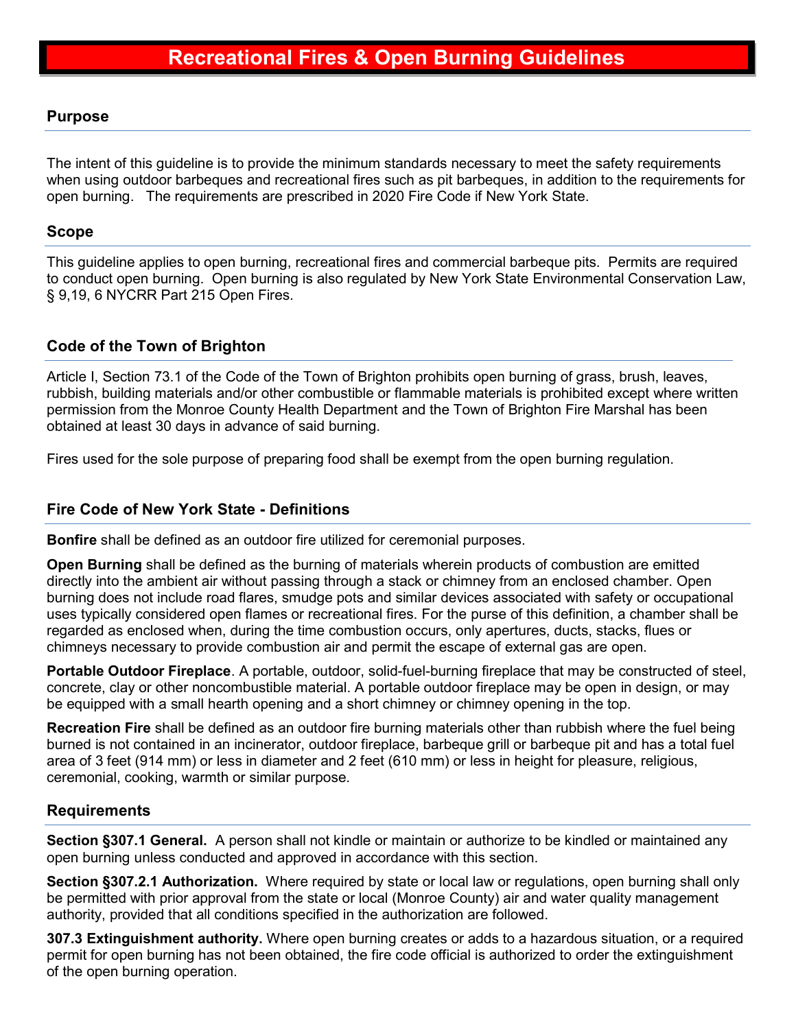# Recreational Fires & Open Burning Guidelines

## Purpose

The intent of this guideline is to provide the minimum standards necessary to meet the safety requirements when using outdoor barbeques and recreational fires such as pit barbeques, in addition to the requirements for open burning. The requirements are prescribed in 2020 Fire Code if New York State.

## Scope

This guideline applies to open burning, recreational fires and commercial barbeque pits. Permits are required to conduct open burning. Open burning is also regulated by New York State Environmental Conservation Law, § 9,19, 6 NYCRR Part 215 Open Fires.

## Code of the Town of Brighton

Article I, Section 73.1 of the Code of the Town of Brighton prohibits open burning of grass, brush, leaves, rubbish, building materials and/or other combustible or flammable materials is prohibited except where written permission from the Monroe County Health Department and the Town of Brighton Fire Marshal has been obtained at least 30 days in advance of said burning.

Fires used for the sole purpose of preparing food shall be exempt from the open burning regulation.

## Fire Code of New York State - Definitions

**Bonfire** shall be defined as an outdoor fire utilized for ceremonial purposes.

**Open Burning** shall be defined as the burning of materials wherein products of combustion are emitted directly into the ambient air without passing through a stack or chimney from an enclosed chamber. Open burning does not include road flares, smudge pots and similar devices associated with safety or occupational uses typically considered open flames or recreational fires. For the purse of this definition, a chamber shall be regarded as enclosed when, during the time combustion occurs, only apertures, ducts, stacks, flues or chimneys necessary to provide combustion air and permit the escape of external gas are open.

**Portable Outdoor Fireplace**. A portable, outdoor, solid-fuel-burning fireplace that may be constructed of steel, concrete, clay or other noncombustible material. A portable outdoor fireplace may be open in design, or may be equipped with a small hearth opening and a short chimney or chimney opening in the top.

**Recreation Fire** shall be defined as an outdoor fire burning materials other than rubbish where the fuel being burned is not contained in an incinerator, outdoor fireplace, barbeque grill or barbeque pit and has a total fuel area of 3 feet (914 mm) or less in diameter and 2 feet (610 mm) or less in height for pleasure, religious, ceremonial, cooking, warmth or similar purpose.

## Requirements

**Section §307.1 General.** A person shall not kindle or maintain or authorize to be kindled or maintained any open burning unless conducted and approved in accordance with this section.

**Section §307.2.1 Authorization.** Where required by state or local law or regulations, open burning shall only be permitted with prior approval from the state or local (Monroe County) air and water quality management authority, provided that all conditions specified in the authorization are followed.

**307.3 Extinguishment authority.** Where open burning creates or adds to a hazardous situation, or a required permit for open burning has not been obtained, the fire code official is authorized to order the extinguishment of the open burning operation.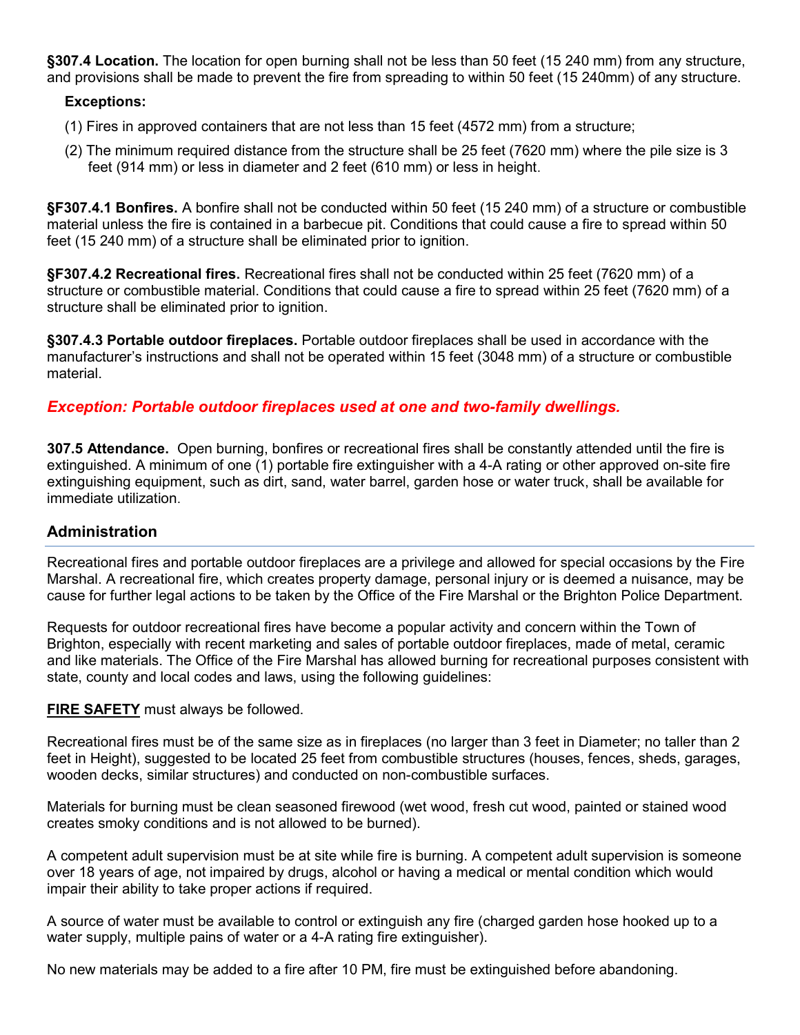**§307.4 Location.** The location for open burning shall not be less than 50 feet (15 240 mm) from any structure, and provisions shall be made to prevent the fire from spreading to within 50 feet (15 240mm) of any structure.

**Exceptions:**

(1) Fires in approved containers that are not less than 15 feet (4572 mm) from a structure;

(2) The minimum required distance from the structure shall be 25 feet (7620 mm) where the pile size is 3 feet (914 mm) or less in diameter and 2 feet (610 mm) or less in height.

**§F307.4.1 Bonfires.** A bonfire shall not be conducted within 50 feet (15 240 mm) of a structure or combustible material unless the fire is contained in a barbecue pit. Conditions that could cause a fire to spread within 50 feet (15 240 mm) of a structure shall be eliminated prior to ignition.

**§F307.4.2 Recreational fires.** Recreational fires shall not be conducted within 25 feet (7620 mm) of a structure or combustible material. Conditions that could cause a fire to spread within 25 feet (7620 mm) of a structure shall be eliminated prior to ignition.

**§307.4.3 Portable outdoor fireplaces.** Portable outdoor fireplaces shall be used in accordance with the manufacturer's instructions and shall not be operated within 15 feet (3048 mm) of a structure or combustible material.

***Exception: Portable outdoor fireplaces used at one and two-family dwellings.***

**307.5 Attendance.** Open burning, bonfires or recreational fires shall be constantly attended until the fire is extinguished. A minimum of one (1) portable fire extinguisher with a 4-A rating or other approved on-site fire extinguishing equipment, such as dirt, sand, water barrel, garden hose or water truck, shall be available for immediate utilization.

## Administration

Recreational fires and portable outdoor fireplaces are a privilege and allowed for special occasions by the Fire Marshal. A recreational fire, which creates property damage, personal injury or is deemed a nuisance, may be cause for further legal actions to be taken by the Office of the Fire Marshal or the Brighton Police Department.

Requests for outdoor recreational fires have become a popular activity and concern within the Town of Brighton, especially with recent marketing and sales of portable outdoor fireplaces, made of metal, ceramic and like materials. The Office of the Fire Marshal has allowed burning for recreational purposes consistent with state, county and local codes and laws, using the following guidelines:

**FIRE SAFETY** must always be followed.

Recreational fires must be of the same size as in fireplaces (no larger than 3 feet in Diameter; no taller than 2 feet in Height), suggested to be located 25 feet from combustible structures (houses, fences, sheds, garages, wooden decks, similar structures) and conducted on non-combustible surfaces.

Materials for burning must be clean seasoned firewood (wet wood, fresh cut wood, painted or stained wood creates smoky conditions and is not allowed to be burned).

A competent adult supervision must be at site while fire is burning. A competent adult supervision is someone over 18 years of age, not impaired by drugs, alcohol or having a medical or mental condition which would impair their ability to take proper actions if required.

A source of water must be available to control or extinguish any fire (charged garden hose hooked up to a water supply, multiple pains of water or a 4-A rating fire extinguisher).

No new materials may be added to a fire after 10 PM, fire must be extinguished before abandoning.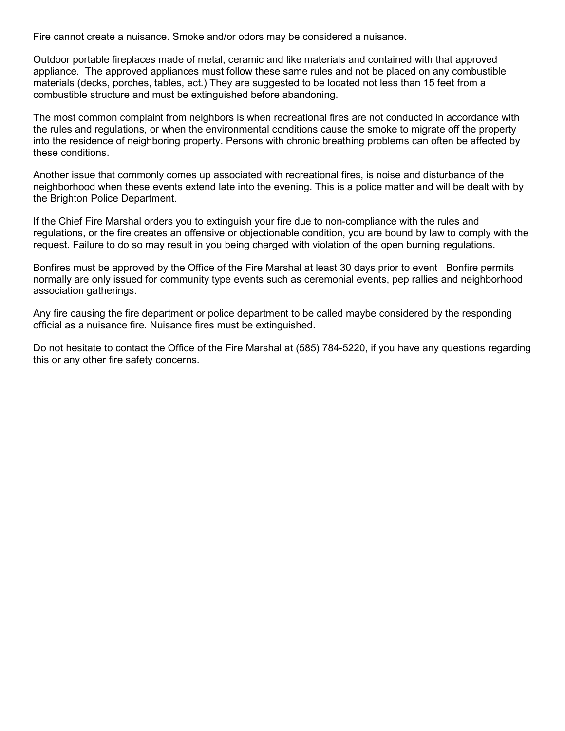Fire cannot create a nuisance. Smoke and/or odors may be considered a nuisance.

Outdoor portable fireplaces made of metal, ceramic and like materials and contained with that approved appliance. The approved appliances must follow these same rules and not be placed on any combustible materials (decks, porches, tables, ect.) They are suggested to be located not less than 15 feet from a combustible structure and must be extinguished before abandoning.

The most common complaint from neighbors is when recreational fires are not conducted in accordance with the rules and regulations, or when the environmental conditions cause the smoke to migrate off the property into the residence of neighboring property. Persons with chronic breathing problems can often be affected by these conditions.

Another issue that commonly comes up associated with recreational fires, is noise and disturbance of the neighborhood when these events extend late into the evening. This is a police matter and will be dealt with by the Brighton Police Department.

If the Chief Fire Marshal orders you to extinguish your fire due to non-compliance with the rules and regulations, or the fire creates an offensive or objectionable condition, you are bound by law to comply with the request. Failure to do so may result in you being charged with violation of the open burning regulations.

Bonfires must be approved by the Office of the Fire Marshal at least 30 days prior to event Bonfire permits normally are only issued for community type events such as ceremonial events, pep rallies and neighborhood association gatherings.

Any fire causing the fire department or police department to be called maybe considered by the responding official as a nuisance fire. Nuisance fires must be extinguished.

Do not hesitate to contact the Office of the Fire Marshal at (585) 784-5220, if you have any questions regarding this or any other fire safety concerns.